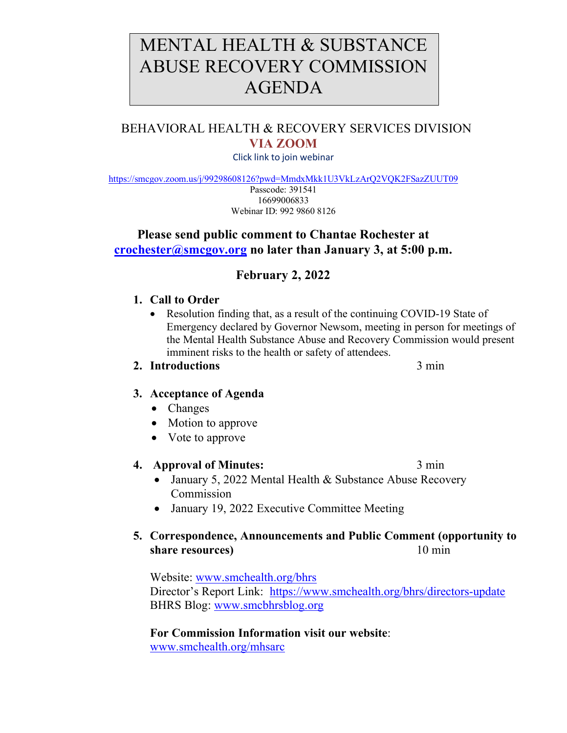# MENTAL HEALTH & SUBSTANCE ABUSE RECOVERY COMMISSION AGENDA

## BEHAVIORAL HEALTH & RECOVERY SERVICES DIVISION

**VIA ZOOM**

Click link to join webinar

https://smcgov.zoom.us/j/99298608126?pwd=MmdxMkk1U3VkLzArQ2VQK2FSazZUUT09

Passcode: 391541

16699006833

Webinar ID: 992 9860 8126

**Please send public comment to Chantae Rochester at crochester@smcgov.org no later than January 3, at 5:00 p.m.**

**February 2, 2022**

1. **Call to Order**
   - Resolution finding that, as a result of the continuing COVID-19 State of Emergency declared by Governor Newsom, meeting in person for meetings of the Mental Health Substance Abuse and Recovery Commission would present imminent risks to the health or safety of attendees.
2. **Introductions** 3 min
3. **Acceptance of Agenda**
   - Changes
   - Motion to approve
   - Vote to approve
4. **Approval of Minutes:** 3 min
   - January 5, 2022 Mental Health & Substance Abuse Recovery Commission
   - January 19, 2022 Executive Committee Meeting
5. **Correspondence, Announcements and Public Comment (opportunity to share resources)** 10 min

   Website: www.smchealth.org/bhrs
   Director's Report Link: https://www.smchealth.org/bhrs/directors-update
   BHRS Blog: www.smcbhrsblog.org

   **For Commission Information visit our website**:
   www.smchealth.org/mhsarc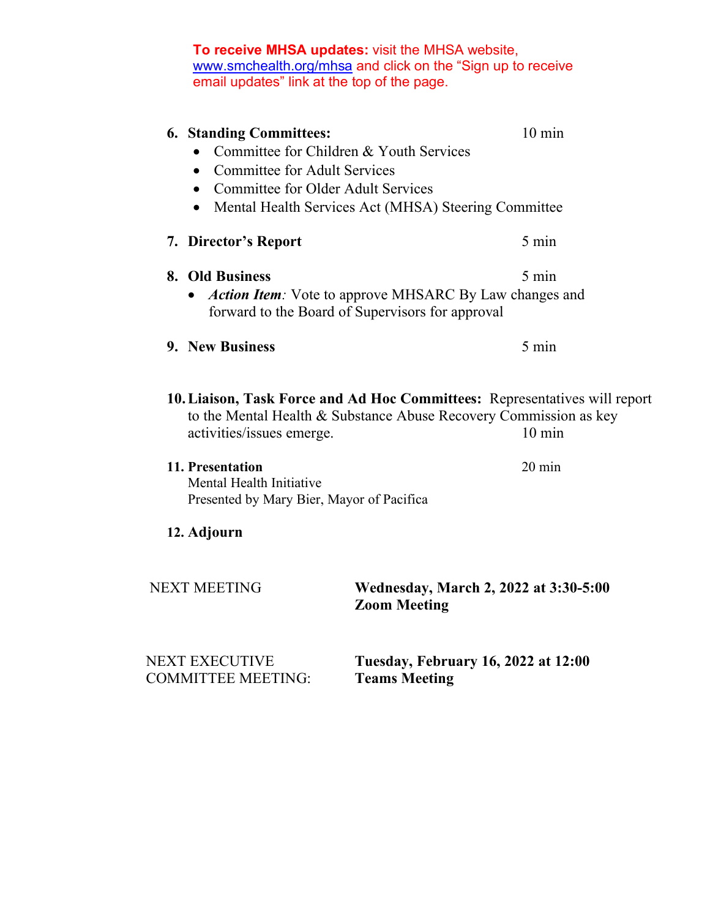**To receive MHSA updates:** visit the MHSA website, www.smchealth.org/mhsa and click on the "Sign up to receive email updates" link at the top of the page.

6. **Standing Committees:** 10 min
   - Committee for Children & Youth Services
   - Committee for Adult Services
   - Committee for Older Adult Services
   - Mental Health Services Act (MHSA) Steering Committee

7. **Director's Report** 5 min

8. **Old Business** 5 min
   - ***Action Item****:* Vote to approve MHSARC By Law changes and forward to the Board of Supervisors for approval

9. **New Business** 5 min

10. **Liaison, Task Force and Ad Hoc Committees:** Representatives will report to the Mental Health & Substance Abuse Recovery Commission as key activities/issues emerge. 10 min

11. **Presentation** 20 min
    Mental Health Initiative
    Presented by Mary Bier, Mayor of Pacifica

12. **Adjourn**

| | |
|---|---|
| NEXT MEETING | **Wednesday, March 2, 2022 at 3:30-5:00 Zoom Meeting** |
| NEXT EXECUTIVE COMMITTEE MEETING: | **Tuesday, February 16, 2022 at 12:00 Teams Meeting** |